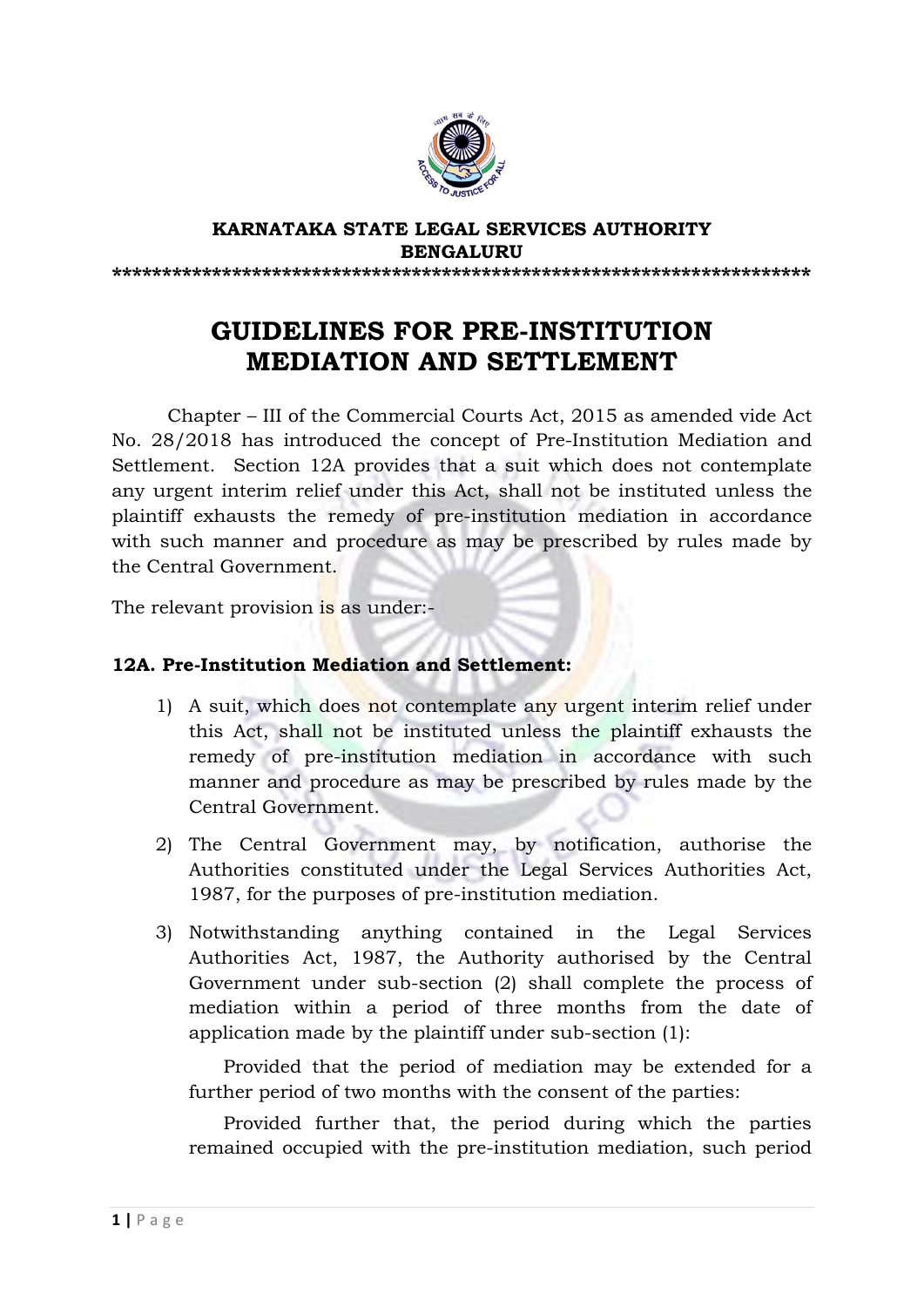**KARNATAKA STATE LEGAL SERVICES AUTHORITY**
**BENGALURU**

*************************************************************************

# GUIDELINES FOR PRE-INSTITUTION MEDIATION AND SETTLEMENT

Chapter – III of the Commercial Courts Act, 2015 as amended vide Act No. 28/2018 has introduced the concept of Pre-Institution Mediation and Settlement. Section 12A provides that a suit which does not contemplate any urgent interim relief under this Act, shall not be instituted unless the plaintiff exhausts the remedy of pre-institution mediation in accordance with such manner and procedure as may be prescribed by rules made by the Central Government.

The relevant provision is as under:-

**12A. Pre-Institution Mediation and Settlement:**

1) A suit, which does not contemplate any urgent interim relief under this Act, shall not be instituted unless the plaintiff exhausts the remedy of pre-institution mediation in accordance with such manner and procedure as may be prescribed by rules made by the Central Government.

2) The Central Government may, by notification, authorise the Authorities constituted under the Legal Services Authorities Act, 1987, for the purposes of pre-institution mediation.

3) Notwithstanding anything contained in the Legal Services Authorities Act, 1987, the Authority authorised by the Central Government under sub-section (2) shall complete the process of mediation within a period of three months from the date of application made by the plaintiff under sub-section (1):

   Provided that the period of mediation may be extended for a further period of two months with the consent of the parties:

   Provided further that, the period during which the parties remained occupied with the pre-institution mediation, such period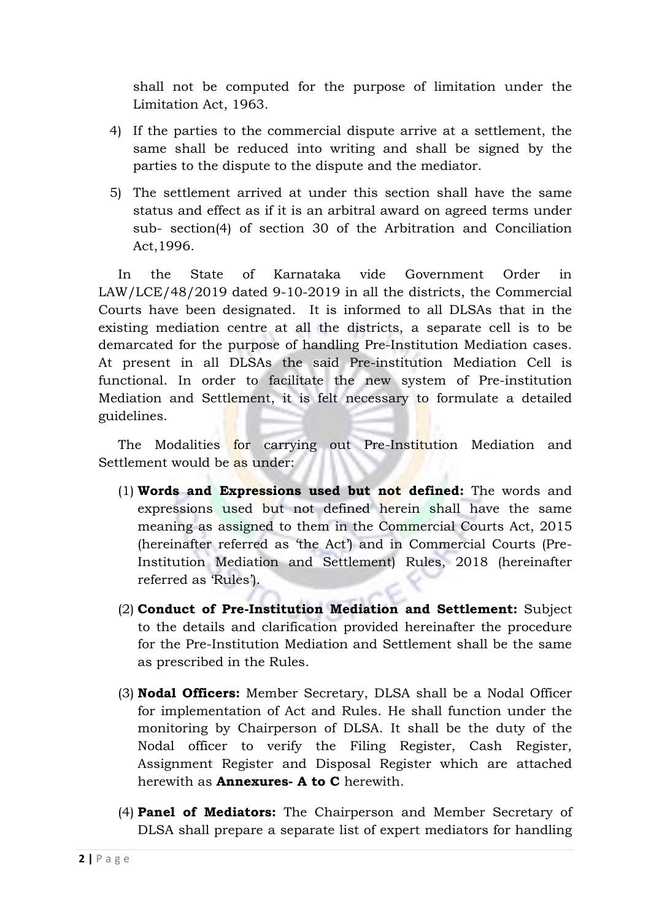shall not be computed for the purpose of limitation under the Limitation Act, 1963.

4) If the parties to the commercial dispute arrive at a settlement, the same shall be reduced into writing and shall be signed by the parties to the dispute to the dispute and the mediator.

5) The settlement arrived at under this section shall have the same status and effect as if it is an arbitral award on agreed terms under sub- section(4) of section 30 of the Arbitration and Conciliation Act,1996.

In the State of Karnataka vide Government Order in LAW/LCE/48/2019 dated 9-10-2019 in all the districts, the Commercial Courts have been designated. It is informed to all DLSAs that in the existing mediation centre at all the districts, a separate cell is to be demarcated for the purpose of handling Pre-Institution Mediation cases. At present in all DLSAs the said Pre-institution Mediation Cell is functional. In order to facilitate the new system of Pre-institution Mediation and Settlement, it is felt necessary to formulate a detailed guidelines.

The Modalities for carrying out Pre-Institution Mediation and Settlement would be as under:

(1) **Words and Expressions used but not defined:** The words and expressions used but not defined herein shall have the same meaning as assigned to them in the Commercial Courts Act, 2015 (hereinafter referred as 'the Act') and in Commercial Courts (Pre-Institution Mediation and Settlement) Rules, 2018 (hereinafter referred as 'Rules').

(2) **Conduct of Pre-Institution Mediation and Settlement:** Subject to the details and clarification provided hereinafter the procedure for the Pre-Institution Mediation and Settlement shall be the same as prescribed in the Rules.

(3) **Nodal Officers:** Member Secretary, DLSA shall be a Nodal Officer for implementation of Act and Rules. He shall function under the monitoring by Chairperson of DLSA. It shall be the duty of the Nodal officer to verify the Filing Register, Cash Register, Assignment Register and Disposal Register which are attached herewith as **Annexures- A to C** herewith.

(4) **Panel of Mediators:** The Chairperson and Member Secretary of DLSA shall prepare a separate list of expert mediators for handling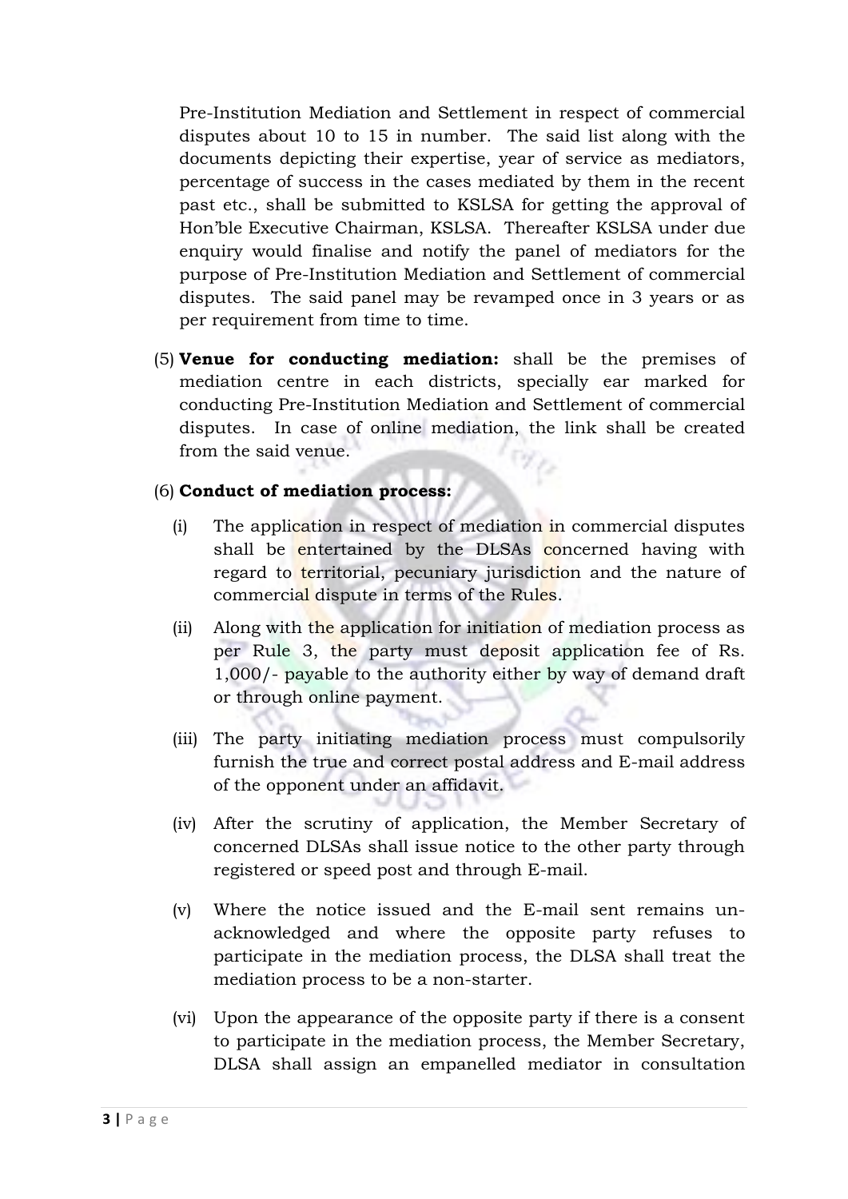Pre-Institution Mediation and Settlement in respect of commercial disputes about 10 to 15 in number. The said list along with the documents depicting their expertise, year of service as mediators, percentage of success in the cases mediated by them in the recent past etc., shall be submitted to KSLSA for getting the approval of Hon'ble Executive Chairman, KSLSA. Thereafter KSLSA under due enquiry would finalise and notify the panel of mediators for the purpose of Pre-Institution Mediation and Settlement of commercial disputes. The said panel may be revamped once in 3 years or as per requirement from time to time.

(5) **Venue for conducting mediation:** shall be the premises of mediation centre in each districts, specially ear marked for conducting Pre-Institution Mediation and Settlement of commercial disputes. In case of online mediation, the link shall be created from the said venue.

(6) **Conduct of mediation process:**

- (i) The application in respect of mediation in commercial disputes shall be entertained by the DLSAs concerned having with regard to territorial, pecuniary jurisdiction and the nature of commercial dispute in terms of the Rules.
- (ii) Along with the application for initiation of mediation process as per Rule 3, the party must deposit application fee of Rs. 1,000/- payable to the authority either by way of demand draft or through online payment.
- (iii) The party initiating mediation process must compulsorily furnish the true and correct postal address and E-mail address of the opponent under an affidavit.
- (iv) After the scrutiny of application, the Member Secretary of concerned DLSAs shall issue notice to the other party through registered or speed post and through E-mail.
- (v) Where the notice issued and the E-mail sent remains un-acknowledged and where the opposite party refuses to participate in the mediation process, the DLSA shall treat the mediation process to be a non-starter.
- (vi) Upon the appearance of the opposite party if there is a consent to participate in the mediation process, the Member Secretary, DLSA shall assign an empanelled mediator in consultation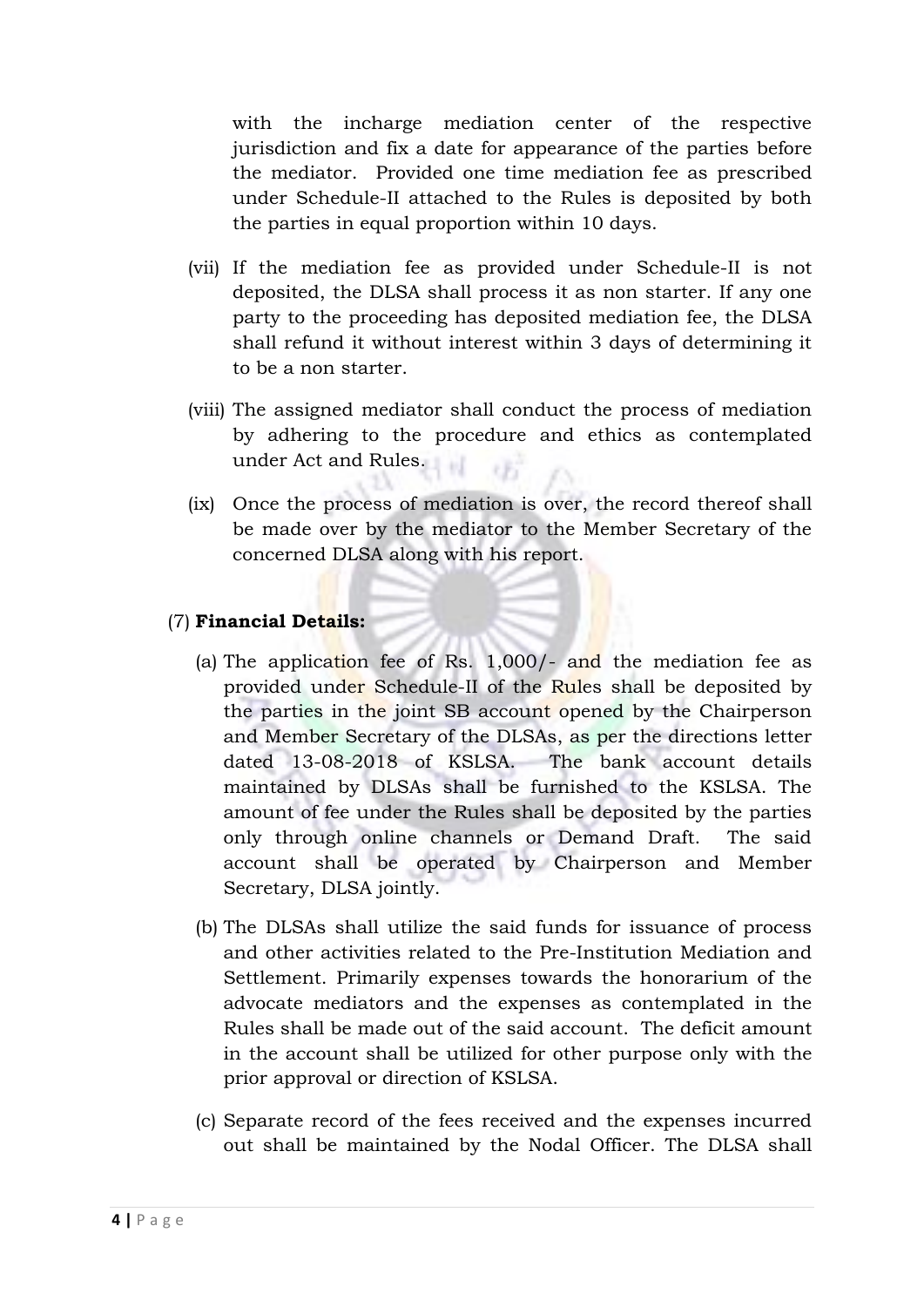with the incharge mediation center of the respective jurisdiction and fix a date for appearance of the parties before the mediator. Provided one time mediation fee as prescribed under Schedule-II attached to the Rules is deposited by both the parties in equal proportion within 10 days.

(vii) If the mediation fee as provided under Schedule-II is not deposited, the DLSA shall process it as non starter. If any one party to the proceeding has deposited mediation fee, the DLSA shall refund it without interest within 3 days of determining it to be a non starter.

(viii) The assigned mediator shall conduct the process of mediation by adhering to the procedure and ethics as contemplated under Act and Rules.

(ix) Once the process of mediation is over, the record thereof shall be made over by the mediator to the Member Secretary of the concerned DLSA along with his report.

(7) **Financial Details:**

(a) The application fee of Rs. 1,000/- and the mediation fee as provided under Schedule-II of the Rules shall be deposited by the parties in the joint SB account opened by the Chairperson and Member Secretary of the DLSAs, as per the directions letter dated 13-08-2018 of KSLSA. The bank account details maintained by DLSAs shall be furnished to the KSLSA. The amount of fee under the Rules shall be deposited by the parties only through online channels or Demand Draft. The said account shall be operated by Chairperson and Member Secretary, DLSA jointly.

(b) The DLSAs shall utilize the said funds for issuance of process and other activities related to the Pre-Institution Mediation and Settlement. Primarily expenses towards the honorarium of the advocate mediators and the expenses as contemplated in the Rules shall be made out of the said account. The deficit amount in the account shall be utilized for other purpose only with the prior approval or direction of KSLSA.

(c) Separate record of the fees received and the expenses incurred out shall be maintained by the Nodal Officer. The DLSA shall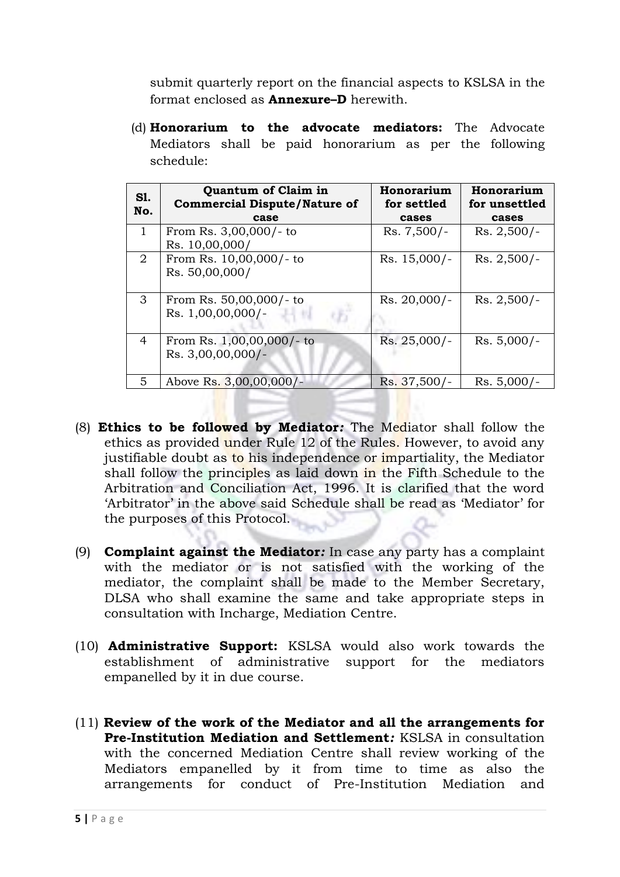submit quarterly report on the financial aspects to KSLSA in the format enclosed as **Annexure–D** herewith.

(d) **Honorarium to the advocate mediators:** The Advocate Mediators shall be paid honorarium as per the following schedule:

| Sl. No. | Quantum of Claim in Commercial Dispute/Nature of case | Honorarium for settled cases | Honorarium for unsettled cases |
|---|---|---|---|
| 1 | From Rs. 3,00,000/- to Rs. 10,00,000/ | Rs. 7,500/- | Rs. 2,500/- |
| 2 | From Rs. 10,00,000/- to Rs. 50,00,000/ | Rs. 15,000/- | Rs. 2,500/- |
| 3 | From Rs. 50,00,000/- to Rs. 1,00,00,000/- | Rs. 20,000/- | Rs. 2,500/- |
| 4 | From Rs. 1,00,00,000/- to Rs. 3,00,00,000/- | Rs. 25,000/- | Rs. 5,000/- |
| 5 | Above Rs. 3,00,00,000/- | Rs. 37,500/- | Rs. 5,000/- |

(8) **Ethics to be followed by Mediator*:*** The Mediator shall follow the ethics as provided under Rule 12 of the Rules. However, to avoid any justifiable doubt as to his independence or impartiality, the Mediator shall follow the principles as laid down in the Fifth Schedule to the Arbitration and Conciliation Act, 1996. It is clarified that the word 'Arbitrator' in the above said Schedule shall be read as 'Mediator' for the purposes of this Protocol.

(9) **Complaint against the Mediator*:*** In case any party has a complaint with the mediator or is not satisfied with the working of the mediator, the complaint shall be made to the Member Secretary, DLSA who shall examine the same and take appropriate steps in consultation with Incharge, Mediation Centre.

(10) **Administrative Support:** KSLSA would also work towards the establishment of administrative support for the mediators empanelled by it in due course.

(11) **Review of the work of the Mediator and all the arrangements for Pre-Institution Mediation and Settlement*:*** KSLSA in consultation with the concerned Mediation Centre shall review working of the Mediators empanelled by it from time to time as also the arrangements for conduct of Pre-Institution Mediation and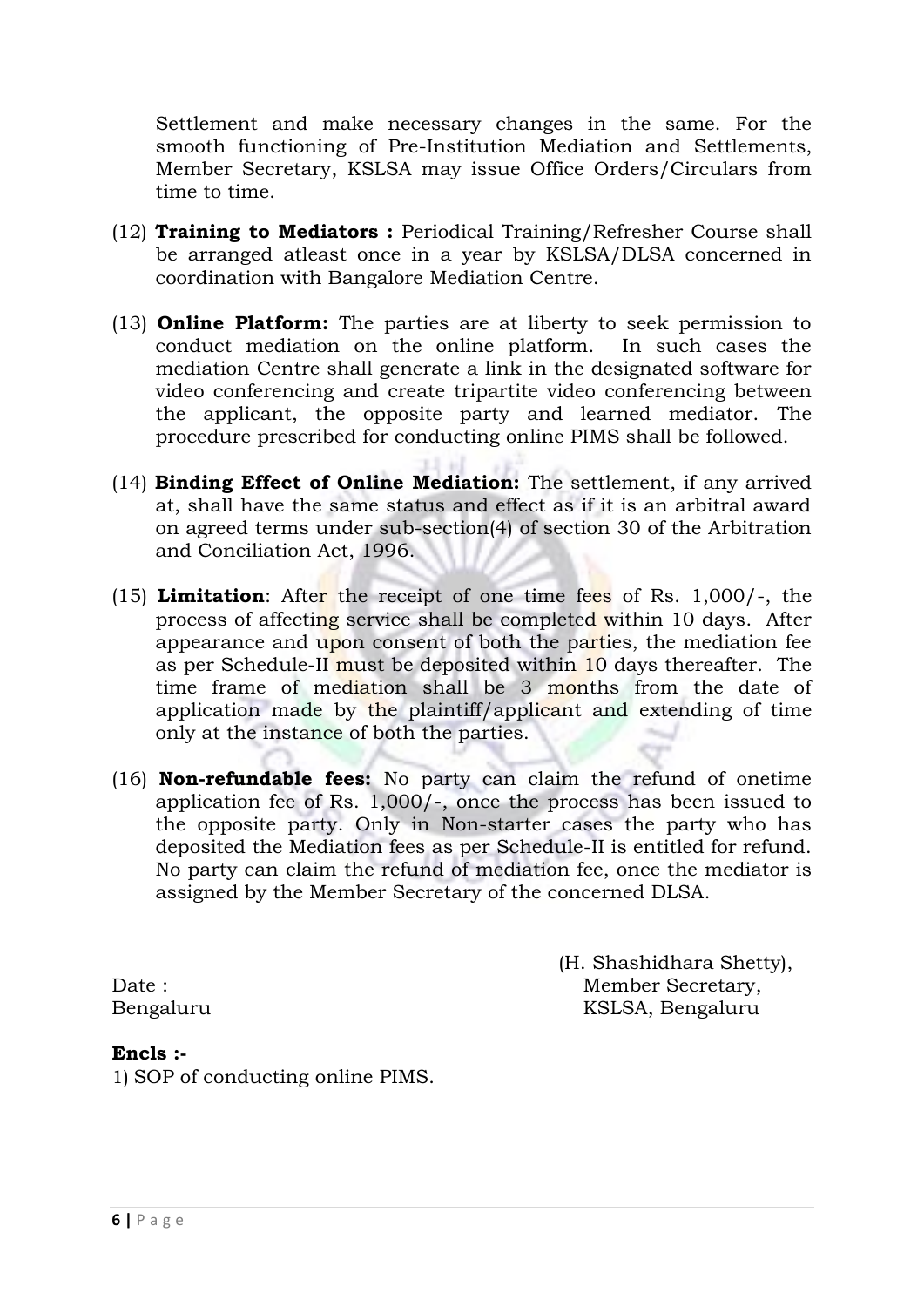Settlement and make necessary changes in the same. For the smooth functioning of Pre-Institution Mediation and Settlements, Member Secretary, KSLSA may issue Office Orders/Circulars from time to time.

(12) **Training to Mediators :** Periodical Training/Refresher Course shall be arranged atleast once in a year by KSLSA/DLSA concerned in coordination with Bangalore Mediation Centre.

(13) **Online Platform:** The parties are at liberty to seek permission to conduct mediation on the online platform. In such cases the mediation Centre shall generate a link in the designated software for video conferencing and create tripartite video conferencing between the applicant, the opposite party and learned mediator. The procedure prescribed for conducting online PIMS shall be followed.

(14) **Binding Effect of Online Mediation:** The settlement, if any arrived at, shall have the same status and effect as if it is an arbitral award on agreed terms under sub-section(4) of section 30 of the Arbitration and Conciliation Act, 1996.

(15) **Limitation**: After the receipt of one time fees of Rs. 1,000/-, the process of affecting service shall be completed within 10 days. After appearance and upon consent of both the parties, the mediation fee as per Schedule-II must be deposited within 10 days thereafter. The time frame of mediation shall be 3 months from the date of application made by the plaintiff/applicant and extending of time only at the instance of both the parties.

(16) **Non-refundable fees:** No party can claim the refund of onetime application fee of Rs. 1,000/-, once the process has been issued to the opposite party. Only in Non-starter cases the party who has deposited the Mediation fees as per Schedule-II is entitled for refund. No party can claim the refund of mediation fee, once the mediator is assigned by the Member Secretary of the concerned DLSA.

(H. Shashidhara Shetty),
Member Secretary,
KSLSA, Bengaluru

Date :
Bengaluru

**Encls :-**

1) SOP of conducting online PIMS.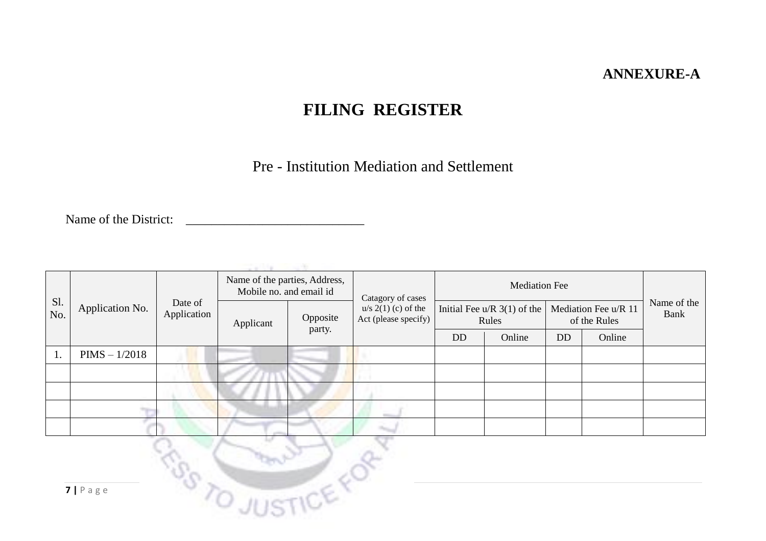**ANNEXURE-A**

# FILING REGISTER

## Pre - Institution Mediation and Settlement

Name of the District: ____________________________

| Sl. No. | Application No. | Date of Application | Name of the parties, Address, Mobile no. and email id | | Catagory of cases u/s 2(1) (c) of the Act (please specify) | Mediation Fee | | | | Name of the Bank |
|---|---|---|---|---|---|---|---|---|---|---|
| | | | Applicant | Opposite party. | | Initial Fee u/R 3(1) of the Rules | | Mediation Fee u/R 11 of the Rules | | |
| | | | | | | DD | Online | DD | Online | |
| 1. | PIMS – 1/2018 | | | | | | | | | |
| | | | | | | | | | | |
| | | | | | | | | | | |
| | | | | | | | | | | |
| | | | | | | | | | | |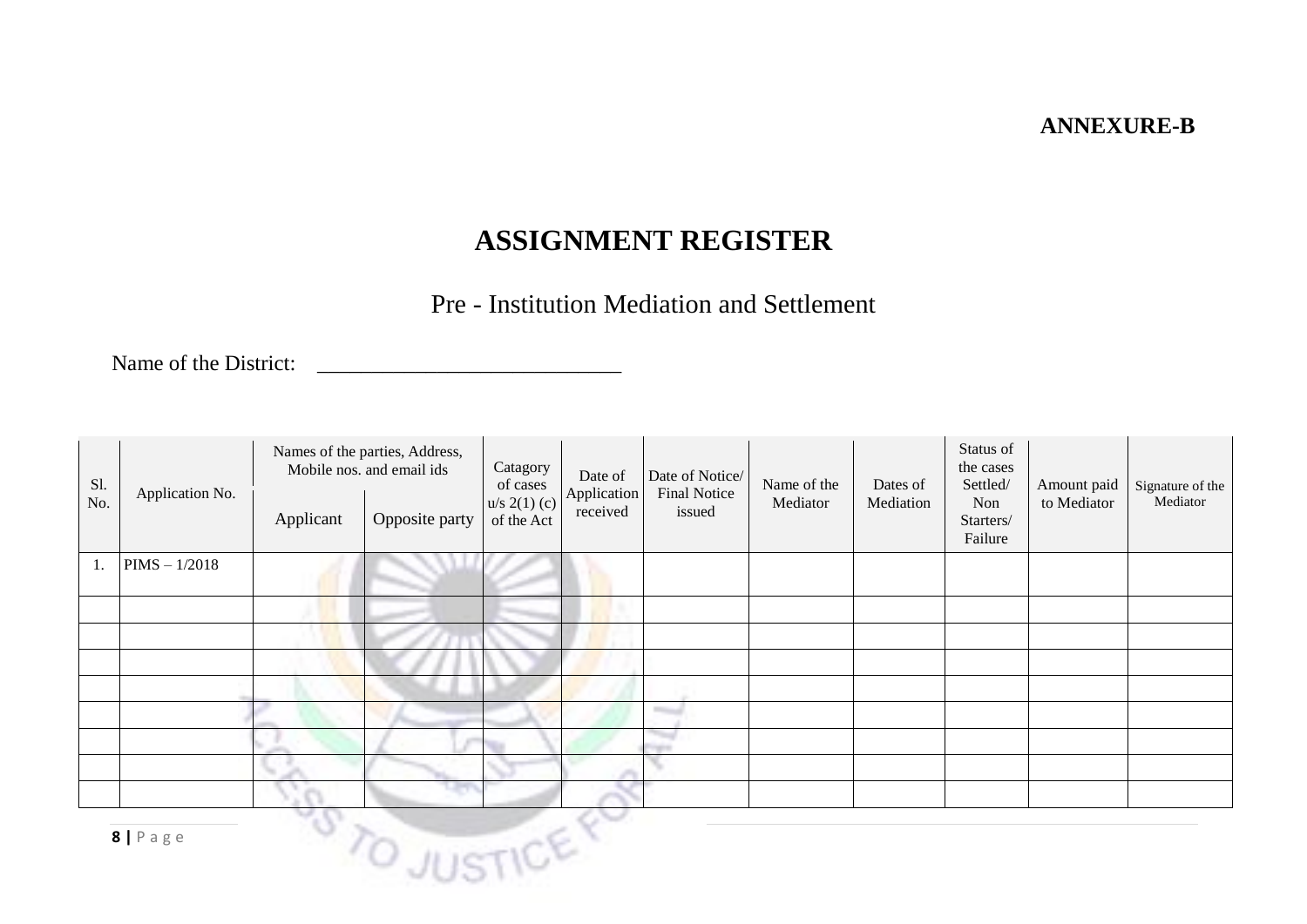**ANNEXURE-B**

# ASSIGNMENT REGISTER

## Pre - Institution Mediation and Settlement

Name of the District: ___________________________

| Sl. No. | Application No. | Names of the parties, Address, Mobile nos. and email ids | | Catagory of cases u/s 2(1) (c) of the Act | Date of Application received | Date of Notice/ Final Notice issued | Name of the Mediator | Dates of Mediation | Status of the cases Settled/ Non Starters/ Failure | Amount paid to Mediator | Signature of the Mediator |
|---|---|---|---|---|---|---|---|---|---|---|---|
| | | Applicant | Opposite party | | | | | | | | |
| 1. | PIMS – 1/2018 | | | | | | | | | | |
| | | | | | | | | | | | |
| | | | | | | | | | | | |
| | | | | | | | | | | | |
| | | | | | | | | | | | |
| | | | | | | | | | | | |
| | | | | | | | | | | | |
| | | | | | | | | | | | |
| | | | | | | | | | | | |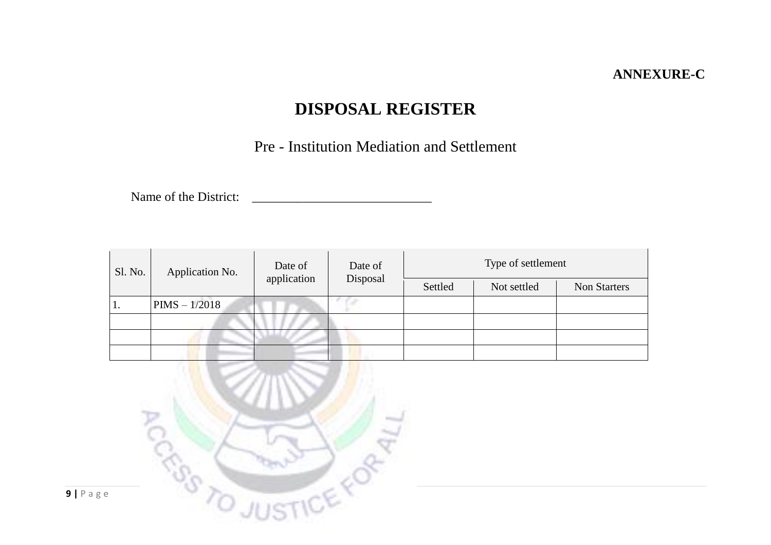**ANNEXURE-C**

# DISPOSAL REGISTER

Pre - Institution Mediation and Settlement

Name of the District: ___________________________

| Sl. No. | Application No. | Date of application | Date of Disposal | Type of settlement | | |
|---|---|---|---|---|---|---|
| | | | | Settled | Not settled | Non Starters |
| 1. | PIMS – 1/2018 | | | | | |
| | | | | | | |
| | | | | | | |
| | | | | | | |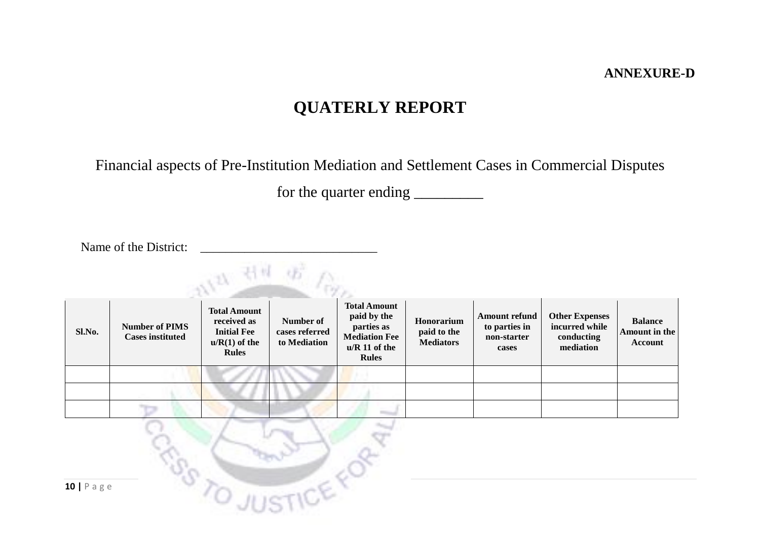**ANNEXURE-D**

# QUATERLY REPORT

Financial aspects of Pre-Institution Mediation and Settlement Cases in Commercial Disputes

for the quarter ending _________

Name of the District: ___________________________

| Sl.No. | Number of PIMS Cases instituted | Total Amount received as Initial Fee u/R(1) of the Rules | Number of cases referred to Mediation | Total Amount paid by the parties as Mediation Fee u/R 11 of the Rules | Honorarium paid to the Mediators | Amount refund to parties in non-starter cases | Other Expenses incurred while conducting mediation | Balance Amount in the Account |
|---|---|---|---|---|---|---|---|---|
| | | | | | | | | |
| | | | | | | | | |
| | | | | | | | | |